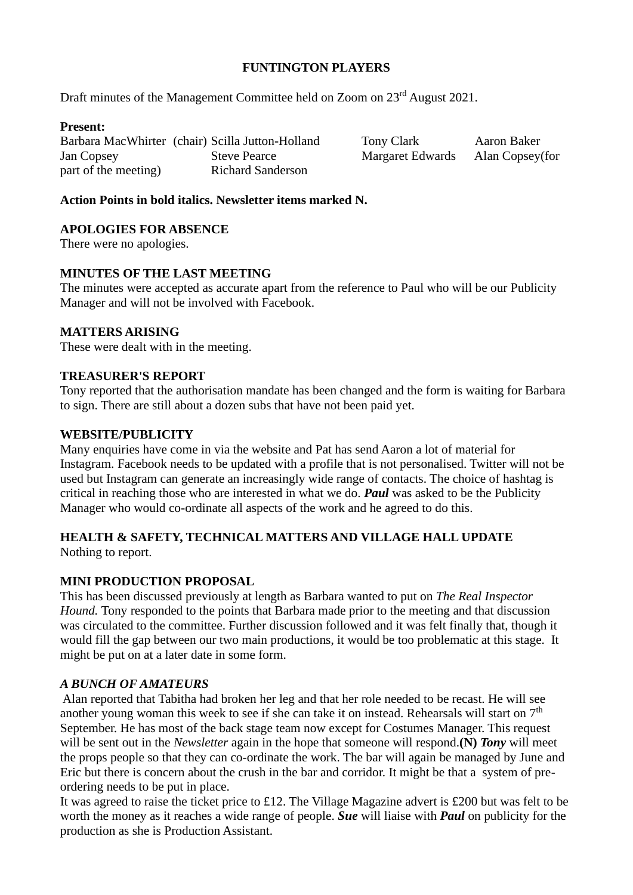**FUNTINGTON PLAYERS**

Draft minutes of the Management Committee held on Zoom on 23rd August 2021.

**Present:**

Barbara MacWhirter (chair) Scilla Jutton-Holland Tony Clark Aaron Baker Jan Copsey Steve Pearce Margaret Edwards Alan Copsey(for part of the meeting) Richard Sanderson

**Action Points in bold italics. Newsletter items marked N.**

**APOLOGIES FOR ABSENCE**

There were no apologies.

**MINUTES OF THE LAST MEETING**

The minutes were accepted as accurate apart from the reference to Paul who will be our Publicity Manager and will not be involved with Facebook.

**MATTERS ARISING**

These were dealt with in the meeting.

**TREASURER'S REPORT**

Tony reported that the authorisation mandate has been changed and the form is waiting for Barbara to sign. There are still about a dozen subs that have not been paid yet.

**WEBSITE/PUBLICITY**

Many enquiries have come in via the website and Pat has send Aaron a lot of material for Instagram. Facebook needs to be updated with a profile that is not personalised. Twitter will not be used but Instagram can generate an increasingly wide range of contacts. The choice of hashtag is critical in reaching those who are interested in what we do. ***Paul*** was asked to be the Publicity Manager who would co-ordinate all aspects of the work and he agreed to do this.

**HEALTH & SAFETY, TECHNICAL MATTERS AND VILLAGE HALL UPDATE**

Nothing to report.

**MINI PRODUCTION PROPOSAL**

This has been discussed previously at length as Barbara wanted to put on *The Real Inspector Hound.* Tony responded to the points that Barbara made prior to the meeting and that discussion was circulated to the committee. Further discussion followed and it was felt finally that, though it would fill the gap between our two main productions, it would be too problematic at this stage. It might be put on at a later date in some form.

***A BUNCH OF AMATEURS***

Alan reported that Tabitha had broken her leg and that her role needed to be recast. He will see another young woman this week to see if she can take it on instead. Rehearsals will start on 7th September. He has most of the back stage team now except for Costumes Manager. This request will be sent out in the *Newsletter* again in the hope that someone will respond.**(N)** ***Tony*** will meet the props people so that they can co-ordinate the work. The bar will again be managed by June and Eric but there is concern about the crush in the bar and corridor. It might be that a system of pre-ordering needs to be put in place.

It was agreed to raise the ticket price to £12. The Village Magazine advert is £200 but was felt to be worth the money as it reaches a wide range of people. ***Sue*** will liaise with ***Paul*** on publicity for the production as she is Production Assistant.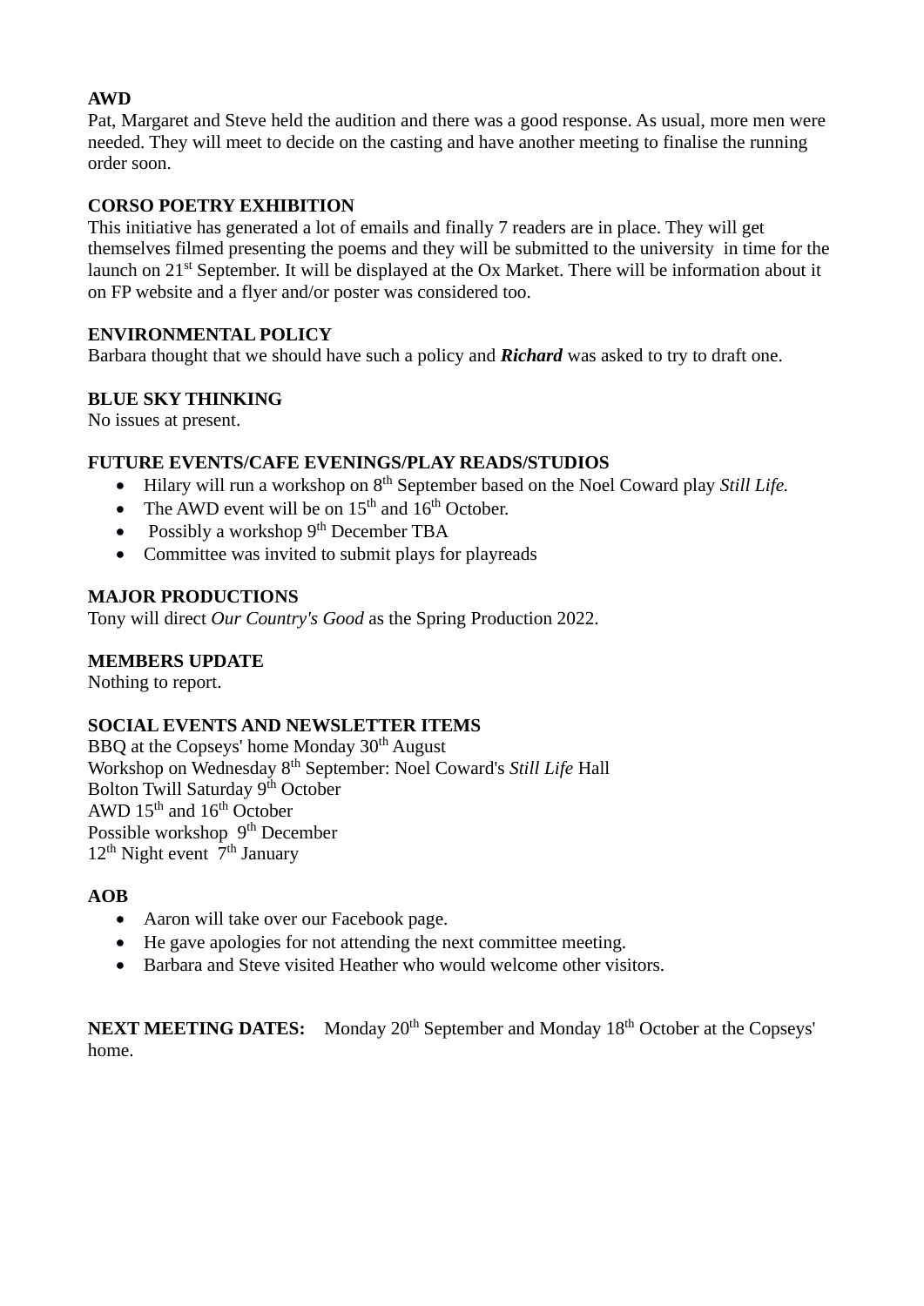**AWD**
Pat, Margaret and Steve held the audition and there was a good response. As usual, more men were needed. They will meet to decide on the casting and have another meeting to finalise the running order soon.

**CORSO POETRY EXHIBITION**
This initiative has generated a lot of emails and finally 7 readers are in place. They will get themselves filmed presenting the poems and they will be submitted to the university in time for the launch on 21st September. It will be displayed at the Ox Market. There will be information about it on FP website and a flyer and/or poster was considered too.

**ENVIRONMENTAL POLICY**
Barbara thought that we should have such a policy and ***Richard*** was asked to try to draft one.

**BLUE SKY THINKING**
No issues at present.

**FUTURE EVENTS/CAFE EVENINGS/PLAY READS/STUDIOS**

- Hilary will run a workshop on 8th September based on the Noel Coward play *Still Life.*
- The AWD event will be on 15th and 16th October.
- Possibly a workshop 9th December TBA
- Committee was invited to submit plays for playreads

**MAJOR PRODUCTIONS**
Tony will direct *Our Country's Good* as the Spring Production 2022.

**MEMBERS UPDATE**
Nothing to report.

**SOCIAL EVENTS AND NEWSLETTER ITEMS**
BBQ at the Copseys' home Monday 30th August
Workshop on Wednesday 8th September: Noel Coward's *Still Life* Hall
Bolton Twill Saturday 9th October
AWD 15th and 16th October
Possible workshop 9th December
12th Night event 7th January

**AOB**

- Aaron will take over our Facebook page.
- He gave apologies for not attending the next committee meeting.
- Barbara and Steve visited Heather who would welcome other visitors.

**NEXT MEETING DATES:** Monday 20th September and Monday 18th October at the Copseys' home.